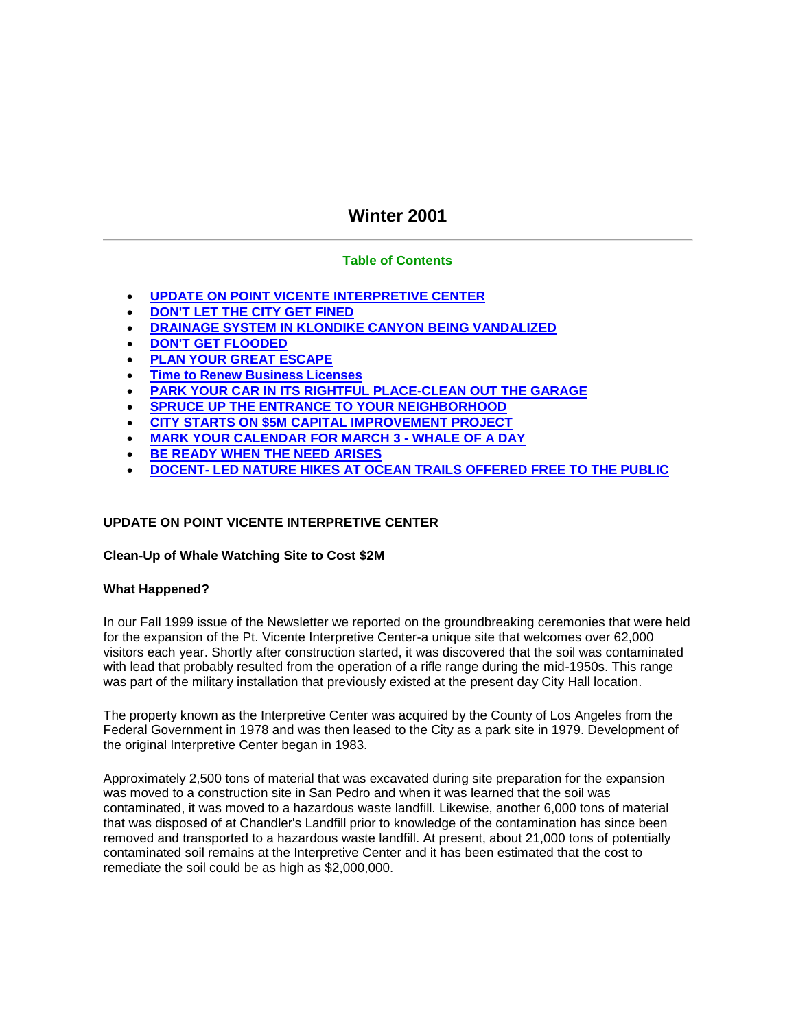# Winter 2001

---

## Table of Contents

- UPDATE ON POINT VICENTE INTERPRETIVE CENTER
- DON'T LET THE CITY GET FINED
- DRAINAGE SYSTEM IN KLONDIKE CANYON BEING VANDALIZED
- DON'T GET FLOODED
- PLAN YOUR GREAT ESCAPE
- Time to Renew Business Licenses
- PARK YOUR CAR IN ITS RIGHTFUL PLACE-CLEAN OUT THE GARAGE
- SPRUCE UP THE ENTRANCE TO YOUR NEIGHBORHOOD
- CITY STARTS ON $5M CAPITAL IMPROVEMENT PROJECT
- MARK YOUR CALENDAR FOR MARCH 3 - WHALE OF A DAY
- BE READY WHEN THE NEED ARISES
- DOCENT- LED NATURE HIKES AT OCEAN TRAILS OFFERED FREE TO THE PUBLIC

## UPDATE ON POINT VICENTE INTERPRETIVE CENTER

### Clean-Up of Whale Watching Site to Cost $2M

### What Happened?

In our Fall 1999 issue of the Newsletter we reported on the groundbreaking ceremonies that were held for the expansion of the Pt. Vicente Interpretive Center-a unique site that welcomes over 62,000 visitors each year. Shortly after construction started, it was discovered that the soil was contaminated with lead that probably resulted from the operation of a rifle range during the mid-1950s. This range was part of the military installation that previously existed at the present day City Hall location.

The property known as the Interpretive Center was acquired by the County of Los Angeles from the Federal Government in 1978 and was then leased to the City as a park site in 1979. Development of the original Interpretive Center began in 1983.

Approximately 2,500 tons of material that was excavated during site preparation for the expansion was moved to a construction site in San Pedro and when it was learned that the soil was contaminated, it was moved to a hazardous waste landfill. Likewise, another 6,000 tons of material that was disposed of at Chandler's Landfill prior to knowledge of the contamination has since been removed and transported to a hazardous waste landfill. At present, about 21,000 tons of potentially contaminated soil remains at the Interpretive Center and it has been estimated that the cost to remediate the soil could be as high as $2,000,000.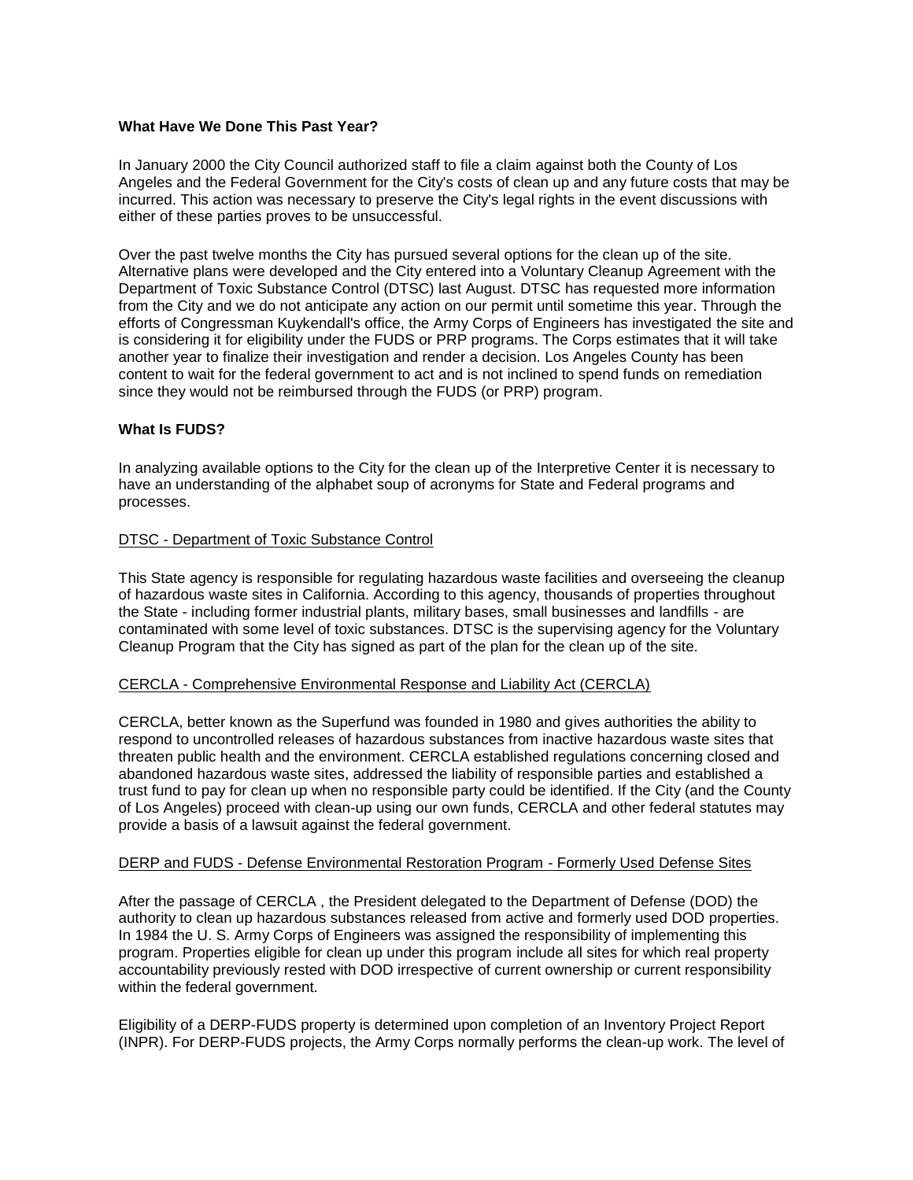**What Have We Done This Past Year?**

In January 2000 the City Council authorized staff to file a claim against both the County of Los Angeles and the Federal Government for the City's costs of clean up and any future costs that may be incurred. This action was necessary to preserve the City's legal rights in the event discussions with either of these parties proves to be unsuccessful.

Over the past twelve months the City has pursued several options for the clean up of the site. Alternative plans were developed and the City entered into a Voluntary Cleanup Agreement with the Department of Toxic Substance Control (DTSC) last August. DTSC has requested more information from the City and we do not anticipate any action on our permit until sometime this year. Through the efforts of Congressman Kuykendall's office, the Army Corps of Engineers has investigated the site and is considering it for eligibility under the FUDS or PRP programs. The Corps estimates that it will take another year to finalize their investigation and render a decision. Los Angeles County has been content to wait for the federal government to act and is not inclined to spend funds on remediation since they would not be reimbursed through the FUDS (or PRP) program.

**What Is FUDS?**

In analyzing available options to the City for the clean up of the Interpretive Center it is necessary to have an understanding of the alphabet soup of acronyms for State and Federal programs and processes.

<u>DTSC - Department of Toxic Substance Control</u>

This State agency is responsible for regulating hazardous waste facilities and overseeing the cleanup of hazardous waste sites in California. According to this agency, thousands of properties throughout the State - including former industrial plants, military bases, small businesses and landfills - are contaminated with some level of toxic substances. DTSC is the supervising agency for the Voluntary Cleanup Program that the City has signed as part of the plan for the clean up of the site.

<u>CERCLA - Comprehensive Environmental Response and Liability Act (CERCLA)</u>

CERCLA, better known as the Superfund was founded in 1980 and gives authorities the ability to respond to uncontrolled releases of hazardous substances from inactive hazardous waste sites that threaten public health and the environment. CERCLA established regulations concerning closed and abandoned hazardous waste sites, addressed the liability of responsible parties and established a trust fund to pay for clean up when no responsible party could be identified. If the City (and the County of Los Angeles) proceed with clean-up using our own funds, CERCLA and other federal statutes may provide a basis of a lawsuit against the federal government.

<u>DERP and FUDS - Defense Environmental Restoration Program - Formerly Used Defense Sites</u>

After the passage of CERCLA , the President delegated to the Department of Defense (DOD) the authority to clean up hazardous substances released from active and formerly used DOD properties. In 1984 the U. S. Army Corps of Engineers was assigned the responsibility of implementing this program. Properties eligible for clean up under this program include all sites for which real property accountability previously rested with DOD irrespective of current ownership or current responsibility within the federal government.

Eligibility of a DERP-FUDS property is determined upon completion of an Inventory Project Report (INPR). For DERP-FUDS projects, the Army Corps normally performs the clean-up work. The level of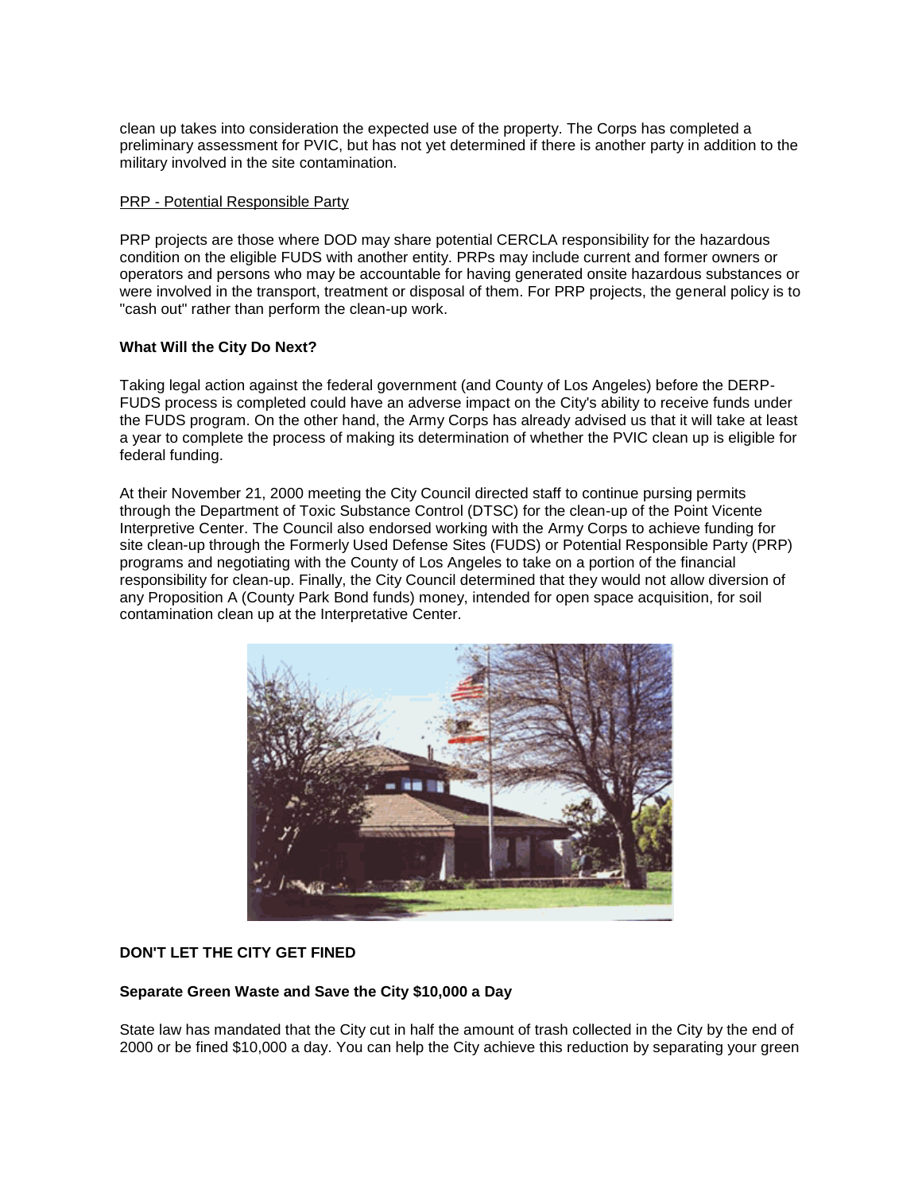clean up takes into consideration the expected use of the property. The Corps has completed a preliminary assessment for PVIC, but has not yet determined if there is another party in addition to the military involved in the site contamination.

PRP - Potential Responsible Party

PRP projects are those where DOD may share potential CERCLA responsibility for the hazardous condition on the eligible FUDS with another entity. PRPs may include current and former owners or operators and persons who may be accountable for having generated onsite hazardous substances or were involved in the transport, treatment or disposal of them. For PRP projects, the general policy is to "cash out" rather than perform the clean-up work.

**What Will the City Do Next?**

Taking legal action against the federal government (and County of Los Angeles) before the DERP-FUDS process is completed could have an adverse impact on the City's ability to receive funds under the FUDS program. On the other hand, the Army Corps has already advised us that it will take at least a year to complete the process of making its determination of whether the PVIC clean up is eligible for federal funding.

At their November 21, 2000 meeting the City Council directed staff to continue pursing permits through the Department of Toxic Substance Control (DTSC) for the clean-up of the Point Vicente Interpretive Center. The Council also endorsed working with the Army Corps to achieve funding for site clean-up through the Formerly Used Defense Sites (FUDS) or Potential Responsible Party (PRP) programs and negotiating with the County of Los Angeles to take on a portion of the financial responsibility for clean-up. Finally, the City Council determined that they would not allow diversion of any Proposition A (County Park Bond funds) money, intended for open space acquisition, for soil contamination clean up at the Interpretative Center.

**DON'T LET THE CITY GET FINED**

**Separate Green Waste and Save the City $10,000 a Day**

State law has mandated that the City cut in half the amount of trash collected in the City by the end of 2000 or be fined $10,000 a day. You can help the City achieve this reduction by separating your green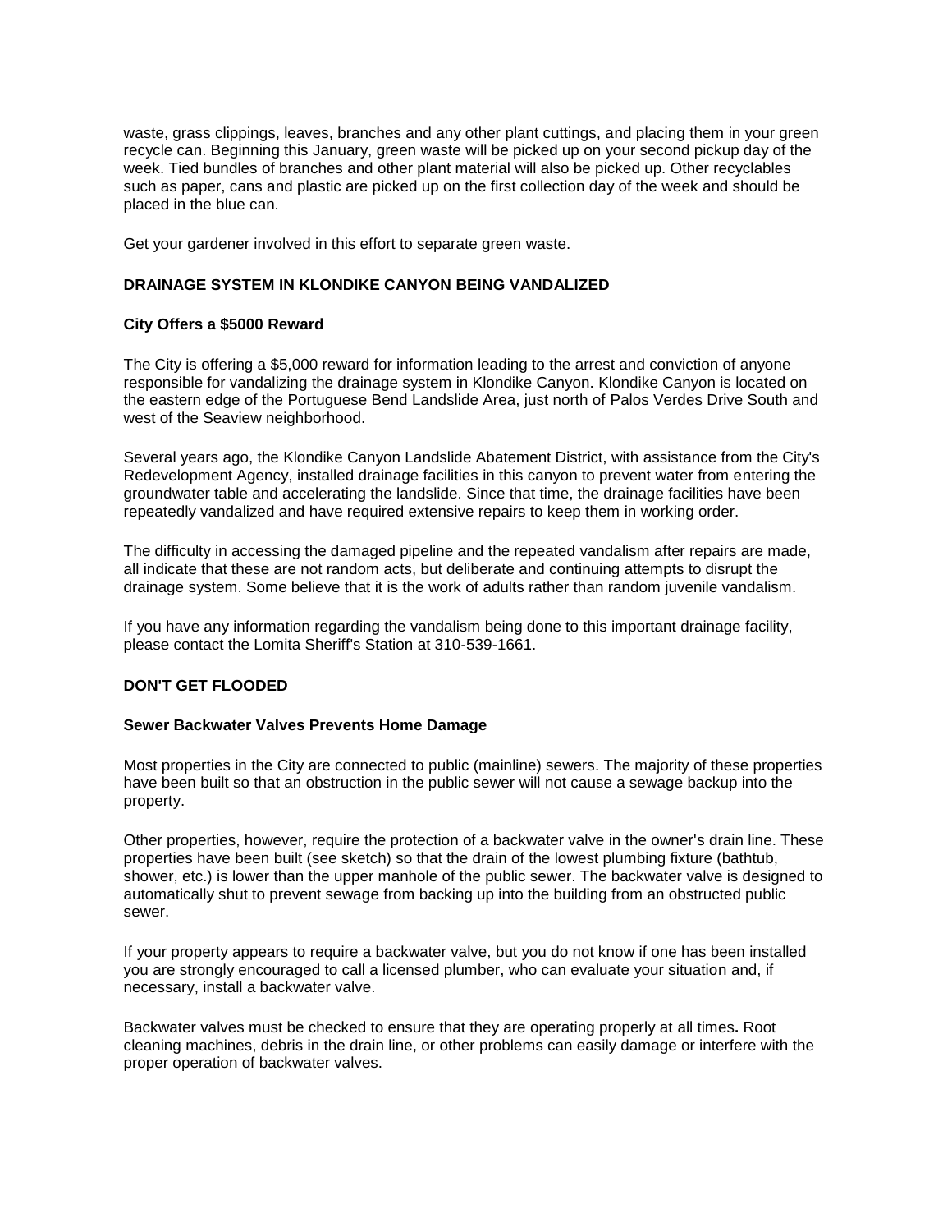waste, grass clippings, leaves, branches and any other plant cuttings, and placing them in your green recycle can. Beginning this January, green waste will be picked up on your second pickup day of the week. Tied bundles of branches and other plant material will also be picked up. Other recyclables such as paper, cans and plastic are picked up on the first collection day of the week and should be placed in the blue can.

Get your gardener involved in this effort to separate green waste.

## DRAINAGE SYSTEM IN KLONDIKE CANYON BEING VANDALIZED

### City Offers a $5000 Reward

The City is offering a $5,000 reward for information leading to the arrest and conviction of anyone responsible for vandalizing the drainage system in Klondike Canyon. Klondike Canyon is located on the eastern edge of the Portuguese Bend Landslide Area, just north of Palos Verdes Drive South and west of the Seaview neighborhood.

Several years ago, the Klondike Canyon Landslide Abatement District, with assistance from the City's Redevelopment Agency, installed drainage facilities in this canyon to prevent water from entering the groundwater table and accelerating the landslide. Since that time, the drainage facilities have been repeatedly vandalized and have required extensive repairs to keep them in working order.

The difficulty in accessing the damaged pipeline and the repeated vandalism after repairs are made, all indicate that these are not random acts, but deliberate and continuing attempts to disrupt the drainage system. Some believe that it is the work of adults rather than random juvenile vandalism.

If you have any information regarding the vandalism being done to this important drainage facility, please contact the Lomita Sheriff's Station at 310-539-1661.

## DON'T GET FLOODED

### Sewer Backwater Valves Prevents Home Damage

Most properties in the City are connected to public (mainline) sewers. The majority of these properties have been built so that an obstruction in the public sewer will not cause a sewage backup into the property.

Other properties, however, require the protection of a backwater valve in the owner's drain line. These properties have been built (see sketch) so that the drain of the lowest plumbing fixture (bathtub, shower, etc.) is lower than the upper manhole of the public sewer. The backwater valve is designed to automatically shut to prevent sewage from backing up into the building from an obstructed public sewer.

If your property appears to require a backwater valve, but you do not know if one has been installed you are strongly encouraged to call a licensed plumber, who can evaluate your situation and, if necessary, install a backwater valve.

Backwater valves must be checked to ensure that they are operating properly at all times**.** Root cleaning machines, debris in the drain line, or other problems can easily damage or interfere with the proper operation of backwater valves.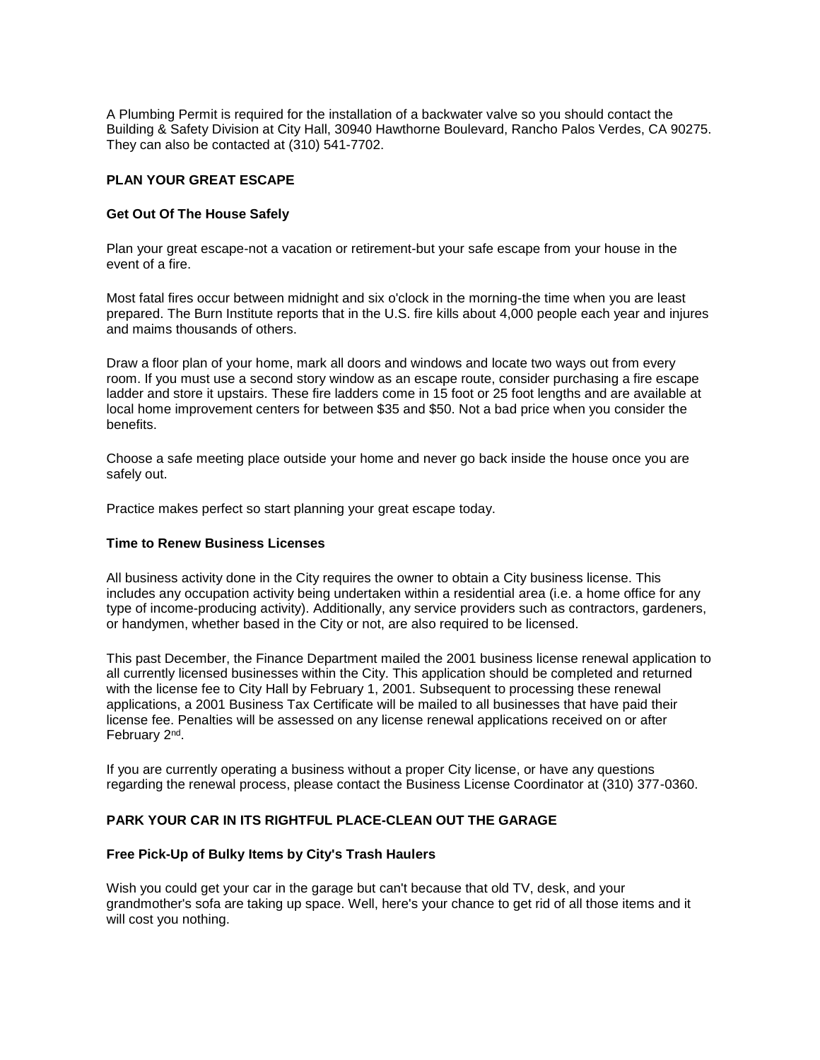A Plumbing Permit is required for the installation of a backwater valve so you should contact the Building & Safety Division at City Hall, 30940 Hawthorne Boulevard, Rancho Palos Verdes, CA 90275. They can also be contacted at (310) 541-7702.

## PLAN YOUR GREAT ESCAPE

### Get Out Of The House Safely

Plan your great escape-not a vacation or retirement-but your safe escape from your house in the event of a fire.

Most fatal fires occur between midnight and six o'clock in the morning-the time when you are least prepared. The Burn Institute reports that in the U.S. fire kills about 4,000 people each year and injures and maims thousands of others.

Draw a floor plan of your home, mark all doors and windows and locate two ways out from every room. If you must use a second story window as an escape route, consider purchasing a fire escape ladder and store it upstairs. These fire ladders come in 15 foot or 25 foot lengths and are available at local home improvement centers for between $35 and $50. Not a bad price when you consider the benefits.

Choose a safe meeting place outside your home and never go back inside the house once you are safely out.

Practice makes perfect so start planning your great escape today.

### Time to Renew Business Licenses

All business activity done in the City requires the owner to obtain a City business license. This includes any occupation activity being undertaken within a residential area (i.e. a home office for any type of income-producing activity). Additionally, any service providers such as contractors, gardeners, or handymen, whether based in the City or not, are also required to be licensed.

This past December, the Finance Department mailed the 2001 business license renewal application to all currently licensed businesses within the City. This application should be completed and returned with the license fee to City Hall by February 1, 2001. Subsequent to processing these renewal applications, a 2001 Business Tax Certificate will be mailed to all businesses that have paid their license fee. Penalties will be assessed on any license renewal applications received on or after February 2nd.

If you are currently operating a business without a proper City license, or have any questions regarding the renewal process, please contact the Business License Coordinator at (310) 377-0360.

## PARK YOUR CAR IN ITS RIGHTFUL PLACE-CLEAN OUT THE GARAGE

### Free Pick-Up of Bulky Items by City's Trash Haulers

Wish you could get your car in the garage but can't because that old TV, desk, and your grandmother's sofa are taking up space. Well, here's your chance to get rid of all those items and it will cost you nothing.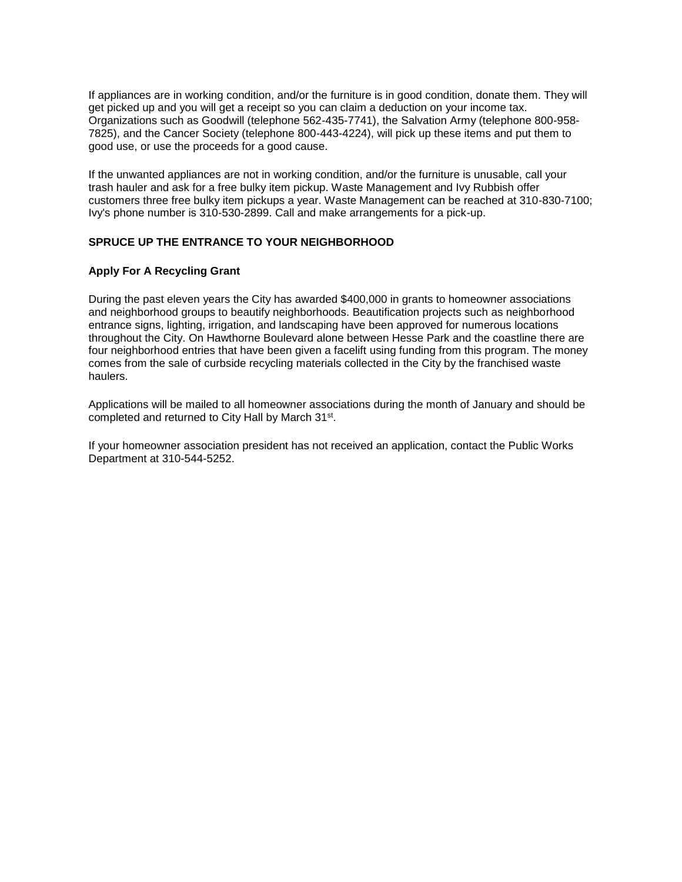If appliances are in working condition, and/or the furniture is in good condition, donate them. They will get picked up and you will get a receipt so you can claim a deduction on your income tax. Organizations such as Goodwill (telephone 562-435-7741), the Salvation Army (telephone 800-958-7825), and the Cancer Society (telephone 800-443-4224), will pick up these items and put them to good use, or use the proceeds for a good cause.

If the unwanted appliances are not in working condition, and/or the furniture is unusable, call your trash hauler and ask for a free bulky item pickup. Waste Management and Ivy Rubbish offer customers three free bulky item pickups a year. Waste Management can be reached at 310-830-7100; Ivy's phone number is 310-530-2899. Call and make arrangements for a pick-up.

## SPRUCE UP THE ENTRANCE TO YOUR NEIGHBORHOOD

### Apply For A Recycling Grant

During the past eleven years the City has awarded $400,000 in grants to homeowner associations and neighborhood groups to beautify neighborhoods. Beautification projects such as neighborhood entrance signs, lighting, irrigation, and landscaping have been approved for numerous locations throughout the City. On Hawthorne Boulevard alone between Hesse Park and the coastline there are four neighborhood entries that have been given a facelift using funding from this program. The money comes from the sale of curbside recycling materials collected in the City by the franchised waste haulers.

Applications will be mailed to all homeowner associations during the month of January and should be completed and returned to City Hall by March 31st.

If your homeowner association president has not received an application, contact the Public Works Department at 310-544-5252.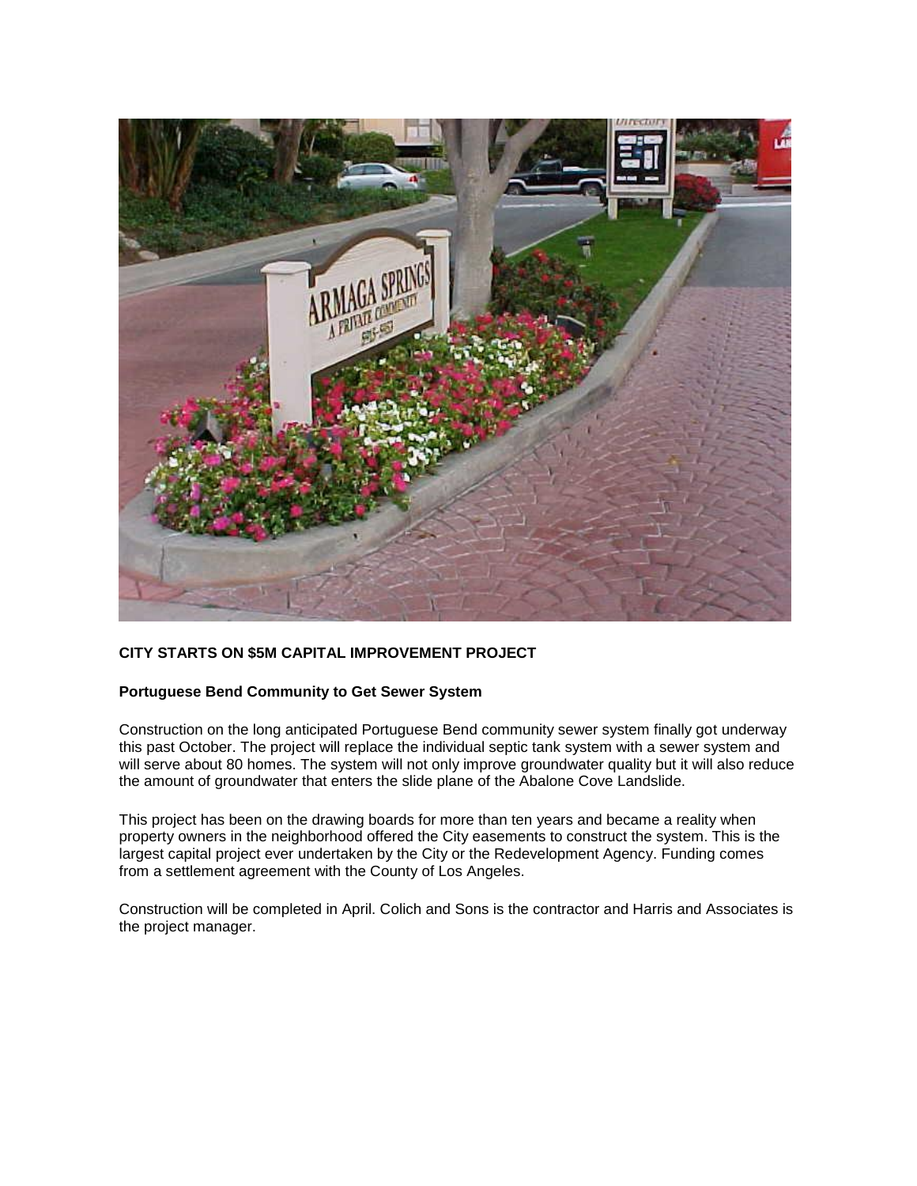**CITY STARTS ON $5M CAPITAL IMPROVEMENT PROJECT**

**Portuguese Bend Community to Get Sewer System**

Construction on the long anticipated Portuguese Bend community sewer system finally got underway this past October. The project will replace the individual septic tank system with a sewer system and will serve about 80 homes. The system will not only improve groundwater quality but it will also reduce the amount of groundwater that enters the slide plane of the Abalone Cove Landslide.

This project has been on the drawing boards for more than ten years and became a reality when property owners in the neighborhood offered the City easements to construct the system. This is the largest capital project ever undertaken by the City or the Redevelopment Agency. Funding comes from a settlement agreement with the County of Los Angeles.

Construction will be completed in April. Colich and Sons is the contractor and Harris and Associates is the project manager.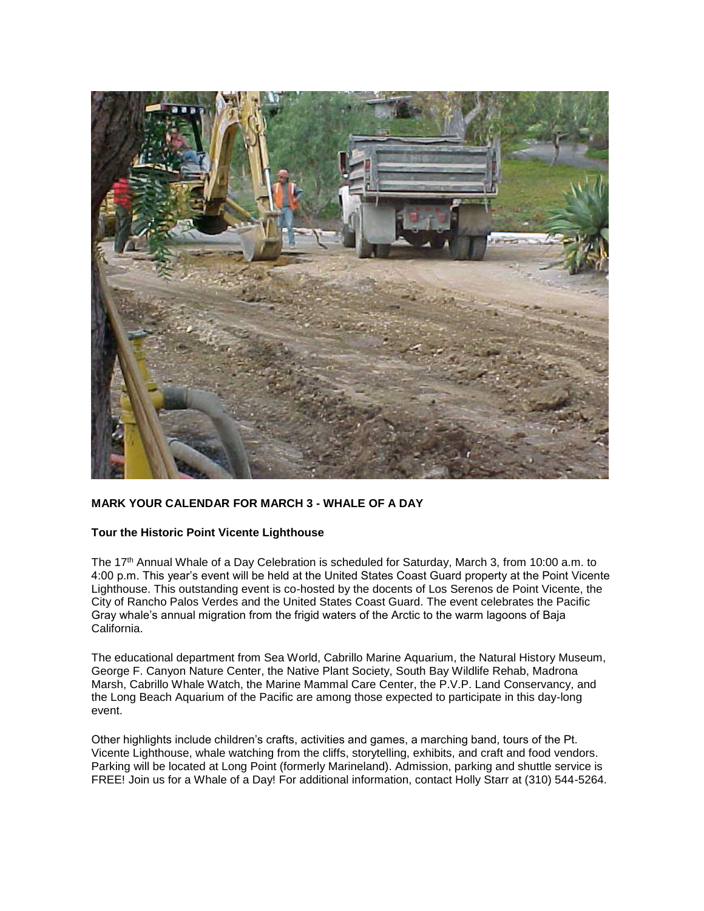**MARK YOUR CALENDAR FOR MARCH 3 - WHALE OF A DAY**

**Tour the Historic Point Vicente Lighthouse**

The 17th Annual Whale of a Day Celebration is scheduled for Saturday, March 3, from 10:00 a.m. to 4:00 p.m. This year's event will be held at the United States Coast Guard property at the Point Vicente Lighthouse. This outstanding event is co-hosted by the docents of Los Serenos de Point Vicente, the City of Rancho Palos Verdes and the United States Coast Guard. The event celebrates the Pacific Gray whale's annual migration from the frigid waters of the Arctic to the warm lagoons of Baja California.

The educational department from Sea World, Cabrillo Marine Aquarium, the Natural History Museum, George F. Canyon Nature Center, the Native Plant Society, South Bay Wildlife Rehab, Madrona Marsh, Cabrillo Whale Watch, the Marine Mammal Care Center, the P.V.P. Land Conservancy, and the Long Beach Aquarium of the Pacific are among those expected to participate in this day-long event.

Other highlights include children's crafts, activities and games, a marching band, tours of the Pt. Vicente Lighthouse, whale watching from the cliffs, storytelling, exhibits, and craft and food vendors. Parking will be located at Long Point (formerly Marineland). Admission, parking and shuttle service is FREE! Join us for a Whale of a Day! For additional information, contact Holly Starr at (310) 544-5264.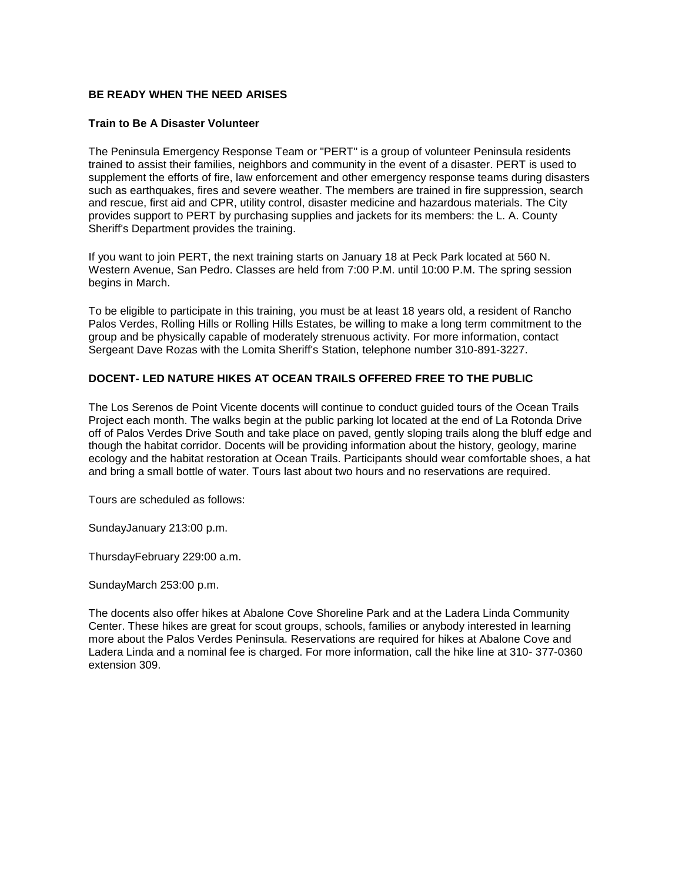**BE READY WHEN THE NEED ARISES**

**Train to Be A Disaster Volunteer**

The Peninsula Emergency Response Team or "PERT" is a group of volunteer Peninsula residents trained to assist their families, neighbors and community in the event of a disaster. PERT is used to supplement the efforts of fire, law enforcement and other emergency response teams during disasters such as earthquakes, fires and severe weather. The members are trained in fire suppression, search and rescue, first aid and CPR, utility control, disaster medicine and hazardous materials. The City provides support to PERT by purchasing supplies and jackets for its members: the L. A. County Sheriff's Department provides the training.

If you want to join PERT, the next training starts on January 18 at Peck Park located at 560 N. Western Avenue, San Pedro. Classes are held from 7:00 P.M. until 10:00 P.M. The spring session begins in March.

To be eligible to participate in this training, you must be at least 18 years old, a resident of Rancho Palos Verdes, Rolling Hills or Rolling Hills Estates, be willing to make a long term commitment to the group and be physically capable of moderately strenuous activity. For more information, contact Sergeant Dave Rozas with the Lomita Sheriff's Station, telephone number 310-891-3227.

**DOCENT- LED NATURE HIKES AT OCEAN TRAILS OFFERED FREE TO THE PUBLIC**

The Los Serenos de Point Vicente docents will continue to conduct guided tours of the Ocean Trails Project each month. The walks begin at the public parking lot located at the end of La Rotonda Drive off of Palos Verdes Drive South and take place on paved, gently sloping trails along the bluff edge and though the habitat corridor. Docents will be providing information about the history, geology, marine ecology and the habitat restoration at Ocean Trails. Participants should wear comfortable shoes, a hat and bring a small bottle of water. Tours last about two hours and no reservations are required.

Tours are scheduled as follows:

SundayJanuary 213:00 p.m.

ThursdayFebruary 229:00 a.m.

SundayMarch 253:00 p.m.

The docents also offer hikes at Abalone Cove Shoreline Park and at the Ladera Linda Community Center. These hikes are great for scout groups, schools, families or anybody interested in learning more about the Palos Verdes Peninsula. Reservations are required for hikes at Abalone Cove and Ladera Linda and a nominal fee is charged. For more information, call the hike line at 310- 377-0360 extension 309.